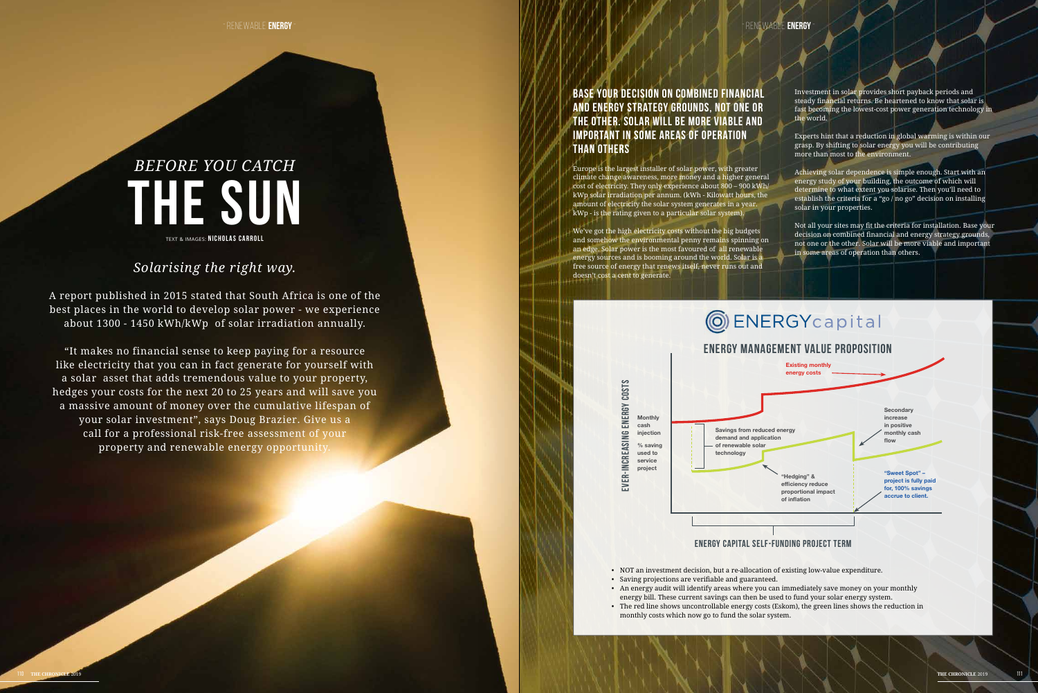# *BEFORE YOU CATCH* THE SUN

TEXT & IMAGES: **NICHOLAS CARROLL**

## *Solarising the right way.*

A report published in 2015 stated that South Africa is one of the best places in the world to develop solar power - we experience about 1300 - 1450 kWh/kWp of solar irradiation annually.

"It makes no financial sense to keep paying for a resource like electricity that you can in fact generate for yourself with a solar asset that adds tremendous value to your property, hedges your costs for the next 20 to 25 years and will save you a massive amount of money over the cumulative lifespan of your solar investment", says Doug Brazier. Give us a call for a professional risk-free assessment of your property and renewable energy opportunity.

## BASE YOUR DECISION ON COMBINED FINANCIAL AND ENERGY STRATEGY GROUNDS, NOT ONE OR THE OTHER. SOLAR WILL BE MORE VIABLE AND IMPORTANT IN SOME AREAS OF OPERATION THAN OTHERS

Europe is the largest installer of solar power, with greater climate change awareness, more money and a higher general cost of electricity. They only experience about 800 – 900 kWh/kWp solar irradiation per annum. (kWh - Kilowatt hours, the amount of electricity the solar system generates in a year. kWp - is the rating given to a particular solar system).

We've got the high electricity costs without the big budgets and somehow the environmental penny remains spinning on an edge. Solar power is the most favoured of all renewable energy sources and is booming around the world. Solar is a free source of energy that renews itself, never runs out and doesn't cost a cent to generate.

Investment in solar provides short payback periods and steady financial returns. Be heartened to know that solar is fast becoming the lowest-cost power generation technology in the world.

Experts hint that a reduction in global warming is within our grasp. By shifting to solar energy you will be contributing more than most to the environment.

Achieving solar dependence is simple enough. Start with an energy study of your building, the outcome of which will determine to what extent you solarise. Then you'll need to establish the criteria for a "go / no go" decision on installing solar in your properties.

Not all your sites may fit the criteria for installation. Base your decision on combined financial and energy strategy grounds, not one or the other. Solar will be more viable and important in some areas of operation than others.

### ENERGYcapital

#### ENERGY MANAGEMENT VALUE PROPOSITION

EVER-INCREASING ENERGY COSTS

- Existing monthly energy costs
- Monthly cash injection
- % saving used to service project
- Savings from reduced energy demand and application of renewable solar technology
- Secondary increase in positive monthly cash flow
- "Hedging" & efficiency reduce proportional impact of inflation
- "Sweet Spot" – project is fully paid for, 100% savings accrue to client.

ENERGY CAPITAL SELF-FUNDING PROJECT TERM

- NOT an investment decision, but a re-allocation of existing low-value expenditure.
- Saving projections are verifiable and guaranteed.
- An energy audit will identify areas where you can immediately save money on your monthly energy bill. These current savings can then be used to fund your solar energy system.
- The red line shows uncontrollable energy costs (Eskom), the green lines shows the reduction in monthly costs which now go to fund the solar system.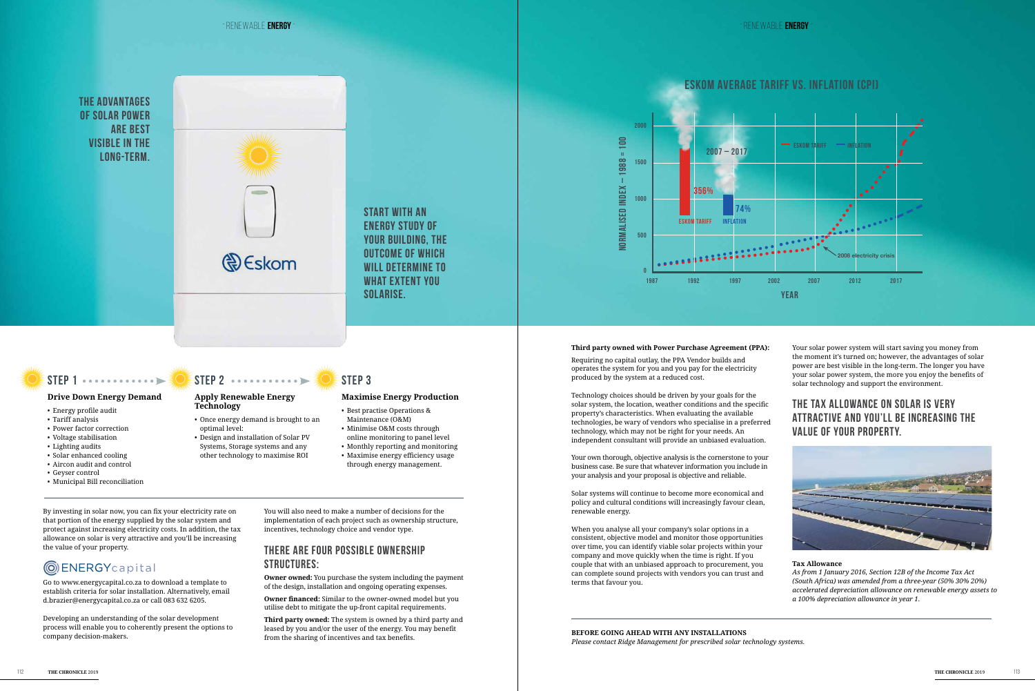THE ADVANTAGES OF SOLAR POWER ARE BEST VISIBLE IN THE LONG-TERM.

START WITH AN ENERGY STUDY OF YOUR BUILDING, THE OUTCOME OF WHICH WILL DETERMINE TO WHAT EXTENT YOU SOLARISE.

## STEP 1

### Drive Down Energy Demand

- Energy profile audit
- Tariff analysis
- Power factor correction
- Voltage stabilisation
- Lighting audits
- Solar enhanced cooling
- Aircon audit and control
- Geyser control
- Municipal Bill reconciliation

## STEP 2

### Apply Renewable Energy Technology

- Once energy demand is brought to an optimal level:
- Design and installation of Solar PV Systems, Storage systems and any other technology to maximise ROI

## STEP 3

### Maximise Energy Production

- Best practise Operations & Maintenance (O&M)
- Minimise O&M costs through online monitoring to panel level
- Monthly reporting and monitoring
- Maximise energy efficiency usage through energy management.

By investing in solar now, you can fix your electricity rate on that portion of the energy supplied by the solar system and protect against increasing electricity costs. In addition, the tax allowance on solar is very attractive and you'll be increasing the value of your property.

ENERGYcapital

Go to www.energycapital.co.za to download a template to establish criteria for solar installation. Alternatively, email d.brazier@energycapital.co.za or call 083 632 6205.

Developing an understanding of the solar development process will enable you to coherently present the options to company decision-makers.

You will also need to make a number of decisions for the implementation of each project such as ownership structure, incentives, technology choice and vendor type.

## THERE ARE FOUR POSSIBLE OWNERSHIP STRUCTURES:

**Owner owned:** You purchase the system including the payment of the design, installation and ongoing operating expenses.

**Owner financed:** Similar to the owner-owned model but you utilise debt to mitigate the up-front capital requirements.

**Third party owned:** The system is owned by a third party and leased by you and/or the user of the energy. You may benefit from the sharing of incentives and tax benefits.

## ESKOM AVERAGE TARIFF VS. INFLATION (CPI)

NORMALISED INDEX – 1988 = 100

2000
1500
1000
500
0

2007 – 2017
356%
ESKOM TARIFF
74%
INFLATION

ESKOM TARIFF
INFLATION

2008 electricity crisis

1987 1992 1997 2002 2007 2012 2017

YEAR

**Third party owned with Power Purchase Agreement (PPA):**

Requiring no capital outlay, the PPA Vendor builds and operates the system for you and you pay for the electricity produced by the system at a reduced cost.

Technology choices should be driven by your goals for the solar system, the location, weather conditions and the specific property's characteristics. When evaluating the available technologies, be wary of vendors who specialise in a preferred technology, which may not be right for your needs. An independent consultant will provide an unbiased evaluation.

Your own thorough, objective analysis is the cornerstone to your business case. Be sure that whatever information you include in your analysis and your proposal is objective and reliable.

Solar systems will continue to become more economical and policy and cultural conditions will increasingly favour clean, renewable energy.

When you analyse all your company's solar options in a consistent, objective model and monitor those opportunities over time, you can identify viable solar projects within your company and move quickly when the time is right. If you couple that with an unbiased approach to procurement, you can complete sound projects with vendors you can trust and terms that favour you.

Your solar power system will start saving you money from the moment it's turned on; however, the advantages of solar power are best visible in the long-term. The longer you have your solar power system, the more you enjoy the benefits of solar technology and support the environment.

## THE TAX ALLOWANCE ON SOLAR IS VERY ATTRACTIVE AND YOU'LL BE INCREASING THE VALUE OF YOUR PROPERTY.

**Tax Allowance**

*As from 1 January 2016, Section 12B of the Income Tax Act (South Africa) was amended from a three-year (50% 30% 20%) accelerated depreciation allowance on renewable energy assets to a 100% depreciation allowance in year 1.*

**BEFORE GOING AHEAD WITH ANY INSTALLATIONS**

*Please contact Ridge Management for prescribed solar technology systems.*